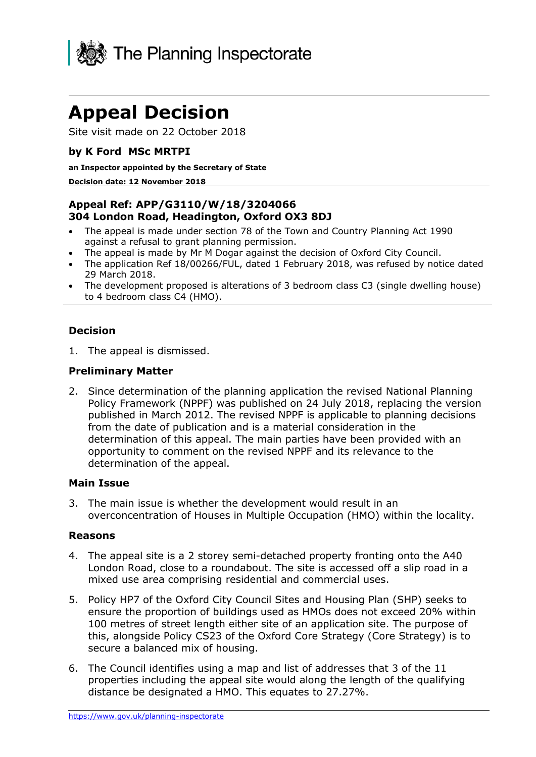The Planning Inspectorate

# Appeal Decision

Site visit made on 22 October 2018

**by K Ford MSc MRTPI**

**an Inspector appointed by the Secretary of State**

**Decision date: 12 November 2018**

**Appeal Ref: APP/G3110/W/18/3204066**
**304 London Road, Headington, Oxford OX3 8DJ**

- The appeal is made under section 78 of the Town and Country Planning Act 1990 against a refusal to grant planning permission.
- The appeal is made by Mr M Dogar against the decision of Oxford City Council.
- The application Ref 18/00266/FUL, dated 1 February 2018, was refused by notice dated 29 March 2018.
- The development proposed is alterations of 3 bedroom class C3 (single dwelling house) to 4 bedroom class C4 (HMO).

### Decision

1. The appeal is dismissed.

### Preliminary Matter

2. Since determination of the planning application the revised National Planning Policy Framework (NPPF) was published on 24 July 2018, replacing the version published in March 2012. The revised NPPF is applicable to planning decisions from the date of publication and is a material consideration in the determination of this appeal. The main parties have been provided with an opportunity to comment on the revised NPPF and its relevance to the determination of the appeal.

### Main Issue

3. The main issue is whether the development would result in an overconcentration of Houses in Multiple Occupation (HMO) within the locality.

### Reasons

4. The appeal site is a 2 storey semi-detached property fronting onto the A40 London Road, close to a roundabout. The site is accessed off a slip road in a mixed use area comprising residential and commercial uses.

5. Policy HP7 of the Oxford City Council Sites and Housing Plan (SHP) seeks to ensure the proportion of buildings used as HMOs does not exceed 20% within 100 metres of street length either site of an application site. The purpose of this, alongside Policy CS23 of the Oxford Core Strategy (Core Strategy) is to secure a balanced mix of housing.

6. The Council identifies using a map and list of addresses that 3 of the 11 properties including the appeal site would along the length of the qualifying distance be designated a HMO. This equates to 27.27%.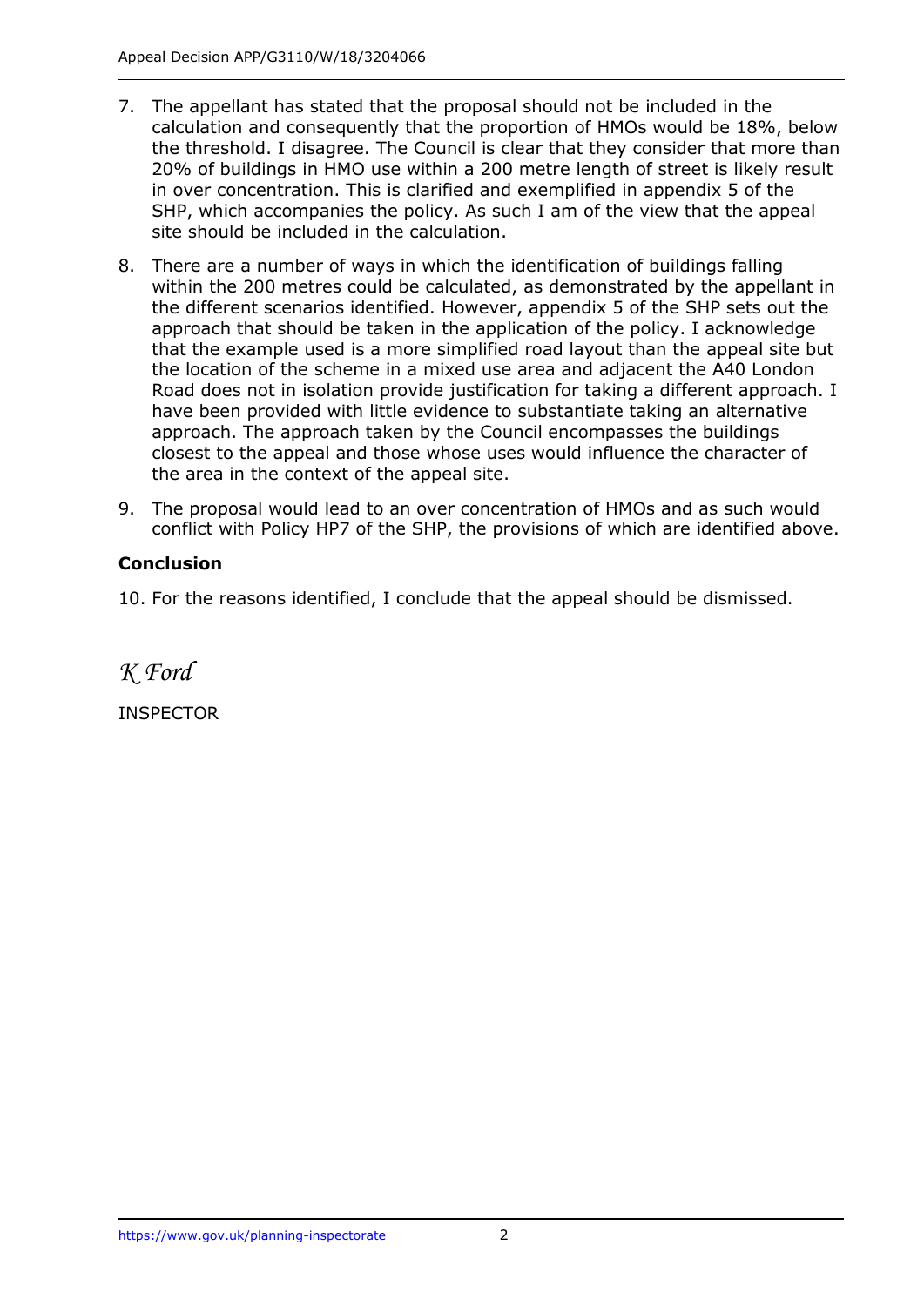7. The appellant has stated that the proposal should not be included in the calculation and consequently that the proportion of HMOs would be 18%, below the threshold. I disagree. The Council is clear that they consider that more than 20% of buildings in HMO use within a 200 metre length of street is likely result in over concentration. This is clarified and exemplified in appendix 5 of the SHP, which accompanies the policy. As such I am of the view that the appeal site should be included in the calculation.

8. There are a number of ways in which the identification of buildings falling within the 200 metres could be calculated, as demonstrated by the appellant in the different scenarios identified. However, appendix 5 of the SHP sets out the approach that should be taken in the application of the policy. I acknowledge that the example used is a more simplified road layout than the appeal site but the location of the scheme in a mixed use area and adjacent the A40 London Road does not in isolation provide justification for taking a different approach. I have been provided with little evidence to substantiate taking an alternative approach. The approach taken by the Council encompasses the buildings closest to the appeal and those whose uses would influence the character of the area in the context of the appeal site.

9. The proposal would lead to an over concentration of HMOs and as such would conflict with Policy HP7 of the SHP, the provisions of which are identified above.

## Conclusion

10. For the reasons identified, I conclude that the appeal should be dismissed.

*K Ford*

INSPECTOR